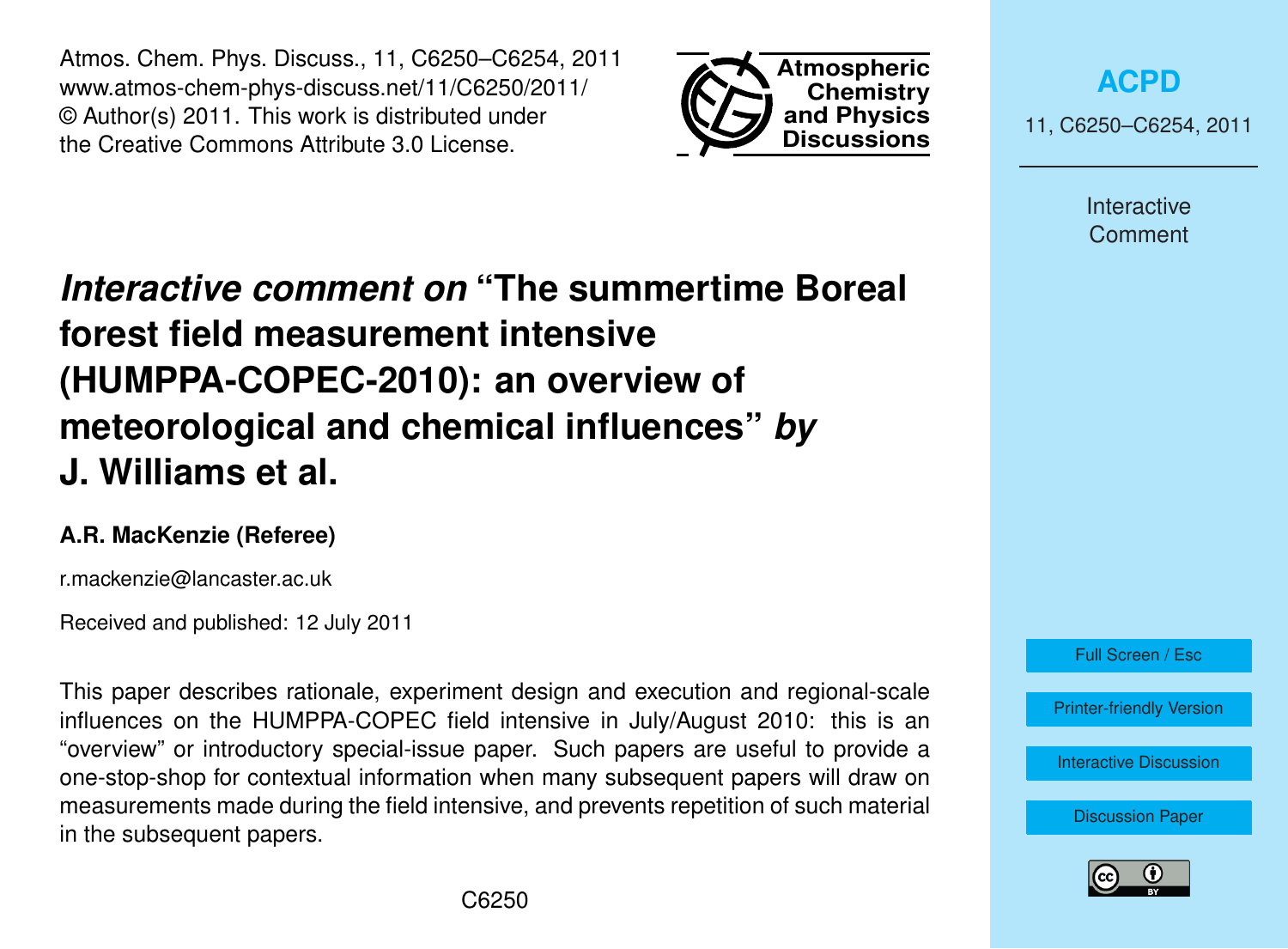# *Interactive comment on* "The summertime Boreal forest field measurement intensive (HUMPPA-COPEC-2010): an overview of meteorological and chemical influences" *by* J. Williams et al.

**A.R. MacKenzie (Referee)**

r.mackenzie@lancaster.ac.uk

Received and published: 12 July 2011

This paper describes rationale, experiment design and execution and regional-scale influences on the HUMPPA-COPEC field intensive in July/August 2010: this is an "overview" or introductory special-issue paper. Such papers are useful to provide a one-stop-shop for contextual information when many subsequent papers will draw on measurements made during the field intensive, and prevents repetition of such material in the subsequent papers.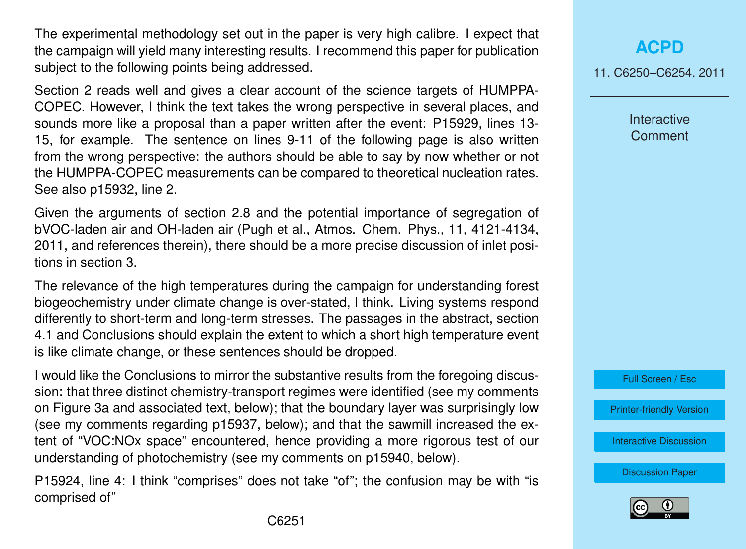The experimental methodology set out in the paper is very high calibre. I expect that the campaign will yield many interesting results. I recommend this paper for publication subject to the following points being addressed.

Section 2 reads well and gives a clear account of the science targets of HUMPPA-COPEC. However, I think the text takes the wrong perspective in several places, and sounds more like a proposal than a paper written after the event: P15929, lines 13-15, for example. The sentence on lines 9-11 of the following page is also written from the wrong perspective: the authors should be able to say by now whether or not the HUMPPA-COPEC measurements can be compared to theoretical nucleation rates. See also p15932, line 2.

Given the arguments of section 2.8 and the potential importance of segregation of bVOC-laden air and OH-laden air (Pugh et al., Atmos. Chem. Phys., 11, 4121-4134, 2011, and references therein), there should be a more precise discussion of inlet positions in section 3.

The relevance of the high temperatures during the campaign for understanding forest biogeochemistry under climate change is over-stated, I think. Living systems respond differently to short-term and long-term stresses. The passages in the abstract, section 4.1 and Conclusions should explain the extent to which a short high temperature event is like climate change, or these sentences should be dropped.

I would like the Conclusions to mirror the substantive results from the foregoing discussion: that three distinct chemistry-transport regimes were identified (see my comments on Figure 3a and associated text, below); that the boundary layer was surprisingly low (see my comments regarding p15937, below); and that the sawmill increased the extent of "VOC:NOx space" encountered, hence providing a more rigorous test of our understanding of photochemistry (see my comments on p15940, below).

P15924, line 4: I think "comprises" does not take "of"; the confusion may be with "is comprised of"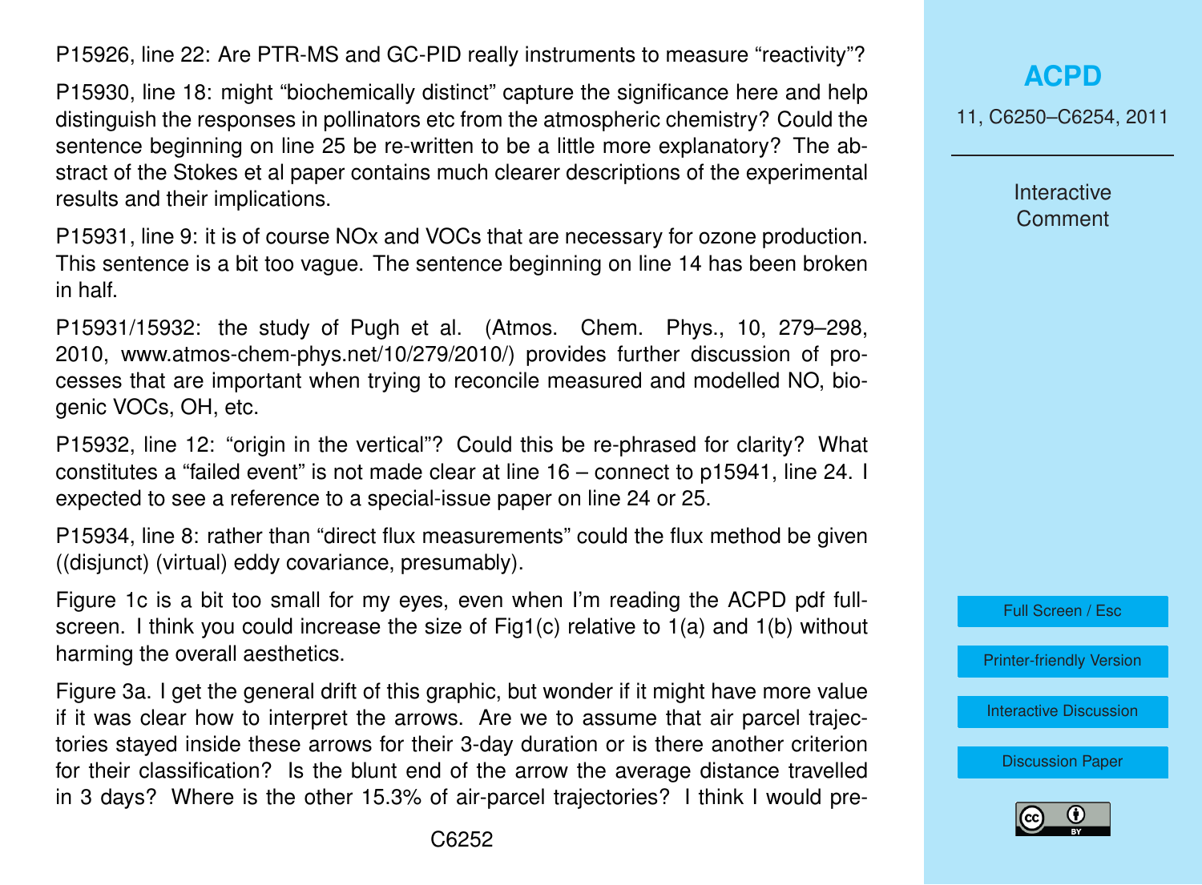P15926, line 22: Are PTR-MS and GC-PID really instruments to measure “reactivity”?

P15930, line 18: might “biochemically distinct” capture the significance here and help distinguish the responses in pollinators etc from the atmospheric chemistry? Could the sentence beginning on line 25 be re-written to be a little more explanatory? The abstract of the Stokes et al paper contains much clearer descriptions of the experimental results and their implications.

P15931, line 9: it is of course NOx and VOCs that are necessary for ozone production. This sentence is a bit too vague. The sentence beginning on line 14 has been broken in half.

P15931/15932: the study of Pugh et al. (Atmos. Chem. Phys., 10, 279–298, 2010, www.atmos-chem-phys.net/10/279/2010/) provides further discussion of processes that are important when trying to reconcile measured and modelled NO, biogenic VOCs, OH, etc.

P15932, line 12: “origin in the vertical”? Could this be re-phrased for clarity? What constitutes a “failed event” is not made clear at line 16 – connect to p15941, line 24. I expected to see a reference to a special-issue paper on line 24 or 25.

P15934, line 8: rather than “direct flux measurements” could the flux method be given ((disjunct) (virtual) eddy covariance, presumably).

Figure 1c is a bit too small for my eyes, even when I’m reading the ACPD pdf full-screen. I think you could increase the size of Fig1(c) relative to 1(a) and 1(b) without harming the overall aesthetics.

Figure 3a. I get the general drift of this graphic, but wonder if it might have more value if it was clear how to interpret the arrows. Are we to assume that air parcel trajectories stayed inside these arrows for their 3-day duration or is there another criterion for their classification? Is the blunt end of the arrow the average distance travelled in 3 days? Where is the other 15.3% of air-parcel trajectories? I think I would pre-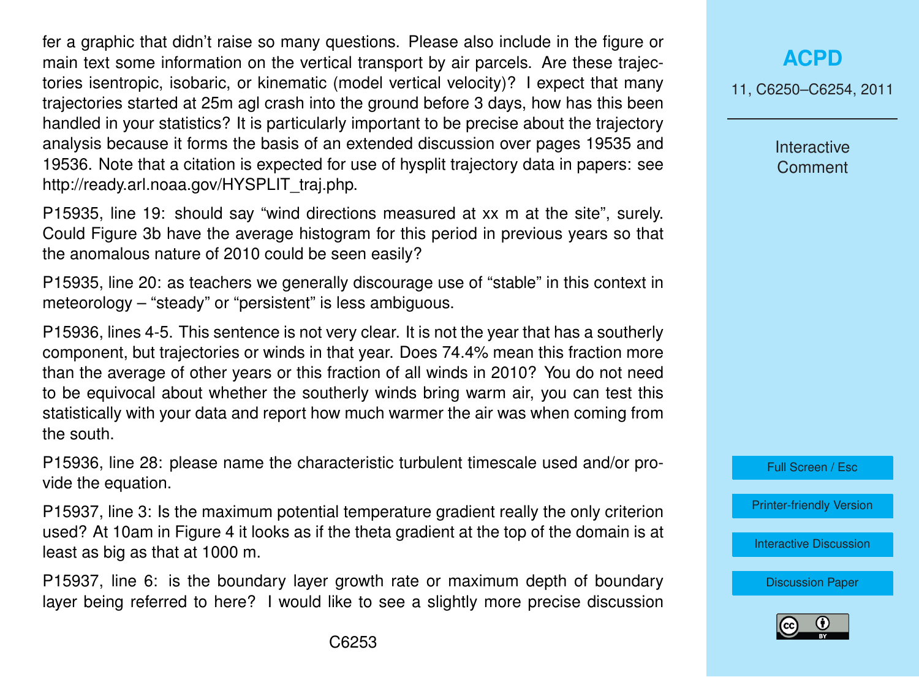fer a graphic that didn't raise so many questions. Please also include in the figure or main text some information on the vertical transport by air parcels. Are these trajectories isentropic, isobaric, or kinematic (model vertical velocity)? I expect that many trajectories started at 25m agl crash into the ground before 3 days, how has this been handled in your statistics? It is particularly important to be precise about the trajectory analysis because it forms the basis of an extended discussion over pages 19535 and 19536. Note that a citation is expected for use of hysplit trajectory data in papers: see http://ready.arl.noaa.gov/HYSPLIT_traj.php.

P15935, line 19: should say "wind directions measured at xx m at the site", surely. Could Figure 3b have the average histogram for this period in previous years so that the anomalous nature of 2010 could be seen easily?

P15935, line 20: as teachers we generally discourage use of "stable" in this context in meteorology – "steady" or "persistent" is less ambiguous.

P15936, lines 4-5. This sentence is not very clear. It is not the year that has a southerly component, but trajectories or winds in that year. Does 74.4% mean this fraction more than the average of other years or this fraction of all winds in 2010? You do not need to be equivocal about whether the southerly winds bring warm air, you can test this statistically with your data and report how much warmer the air was when coming from the south.

P15936, line 28: please name the characteristic turbulent timescale used and/or provide the equation.

P15937, line 3: Is the maximum potential temperature gradient really the only criterion used? At 10am in Figure 4 it looks as if the theta gradient at the top of the domain is at least as big as that at 1000 m.

P15937, line 6: is the boundary layer growth rate or maximum depth of boundary layer being referred to here? I would like to see a slightly more precise discussion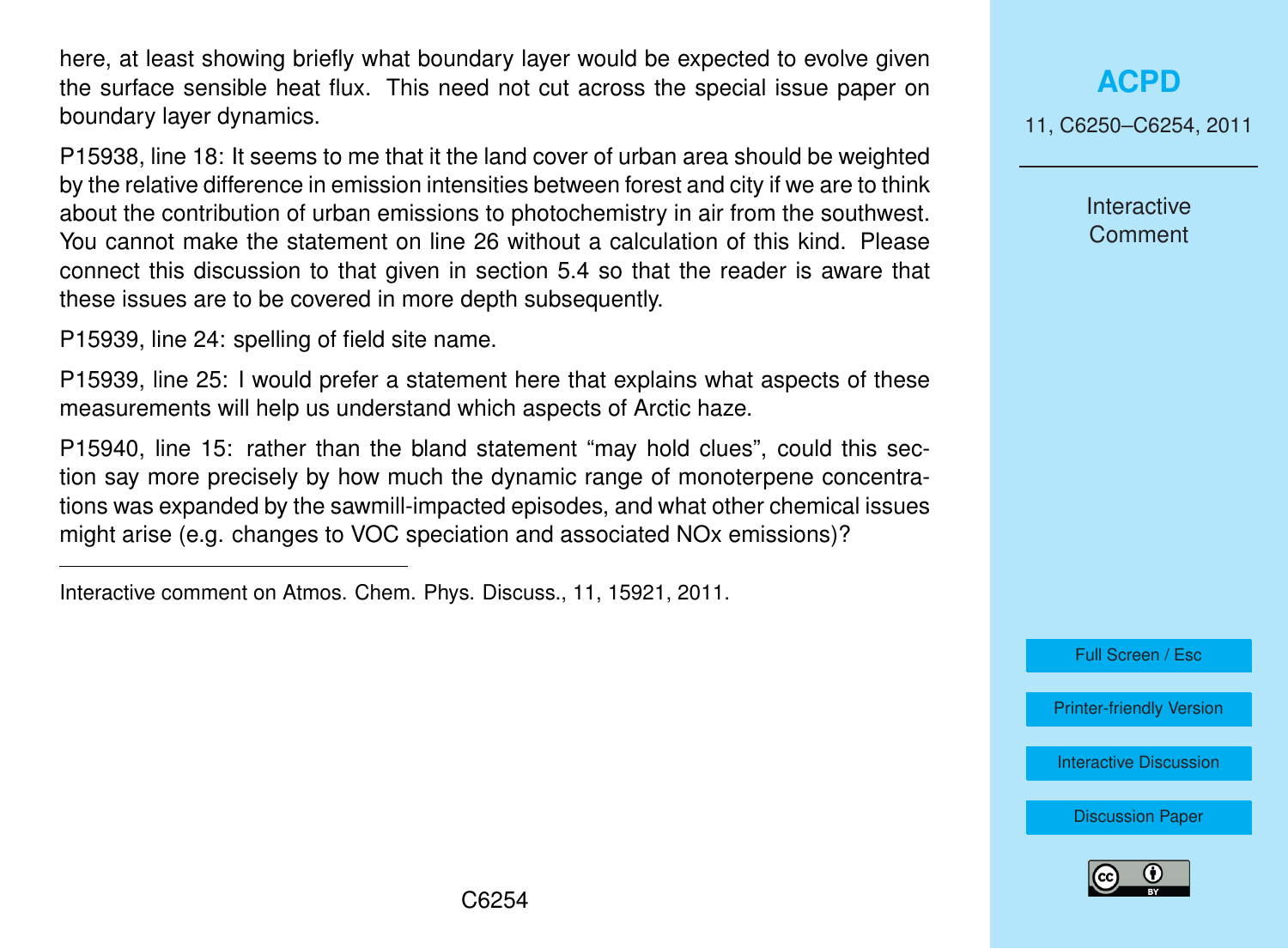here, at least showing briefly what boundary layer would be expected to evolve given the surface sensible heat flux. This need not cut across the special issue paper on boundary layer dynamics.

P15938, line 18: It seems to me that it the land cover of urban area should be weighted by the relative difference in emission intensities between forest and city if we are to think about the contribution of urban emissions to photochemistry in air from the southwest. You cannot make the statement on line 26 without a calculation of this kind. Please connect this discussion to that given in section 5.4 so that the reader is aware that these issues are to be covered in more depth subsequently.

P15939, line 24: spelling of field site name.

P15939, line 25: I would prefer a statement here that explains what aspects of these measurements will help us understand which aspects of Arctic haze.

P15940, line 15: rather than the bland statement “may hold clues”, could this section say more precisely by how much the dynamic range of monoterpene concentrations was expanded by the sawmill-impacted episodes, and what other chemical issues might arise (e.g. changes to VOC speciation and associated NOx emissions)?

---

Interactive comment on Atmos. Chem. Phys. Discuss., 11, 15921, 2011.